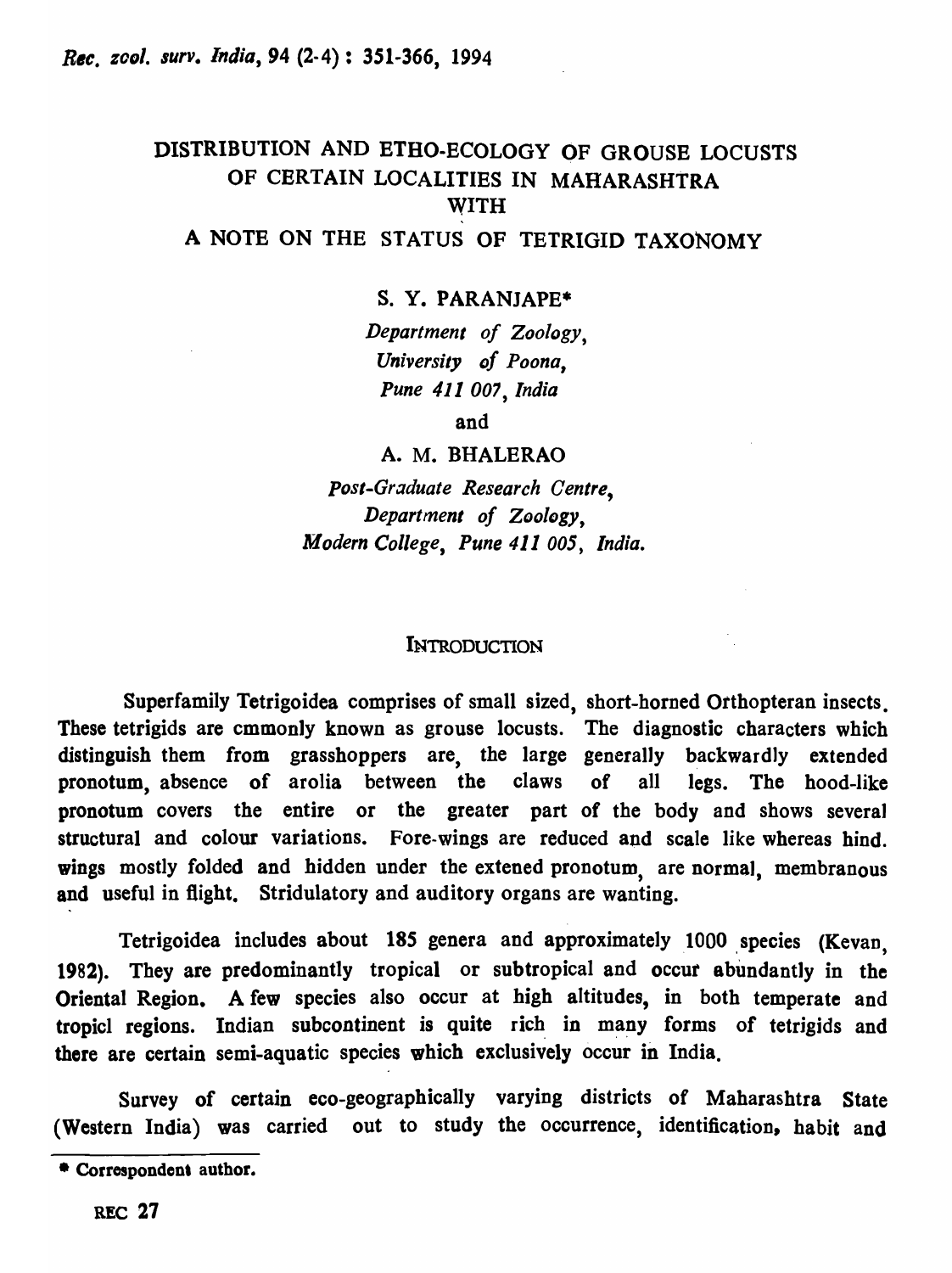# DISTRIBUTION AND ETHO-ECOLOGY OF GROUSE LOCUSTS OF CERTAIN LOCALITIES IN MAHARASHTRA WITH A NOTE ON THE STATUS OF TETRIGID TAXONOMY

S. Y. PARANJAPE*

*Department of Zoology, University of Poona, Pune 411 007, India*

and

A. M. BHALERAO

*Post-Graduate Research Centre, Department of Zoology, Modern College, Pune 411 005, India.*

## INTRODUCTION

Superfamily Tetrigoidea comprises of small sized, short-horned Orthopteran insects. These tetrigids are cmmonly known as grouse locusts. The diagnostic characters which distinguish them from grasshoppers are, the large generally backwardly extended pronotum, absence of arolia between the claws of all legs. The hood-like pronotum covers the entire or the greater part of the body and shows several structural and colour variations. Fore-wings are reduced and scale like whereas hind. wings mostly folded and hidden under the extened pronotum, are normal, membranous and useful in flight. Stridulatory and auditory organs are wanting.

Tetrigoidea includes about 185 genera and approximately 1000 species (Kevan, 1982). They are predominantly tropical or subtropical and occur abundantly in the Oriental Region. A few species also occur at high altitudes, in both temperate and tropicl regions. Indian subcontinent is quite rich in many forms of tetrigids and there are certain semi-aquatic species which exclusively occur in India.

Survey of certain eco-geographically varying districts of Maharashtra State (Western India) was carried out to study the occurrence, identification, habit and

* Correspondent author.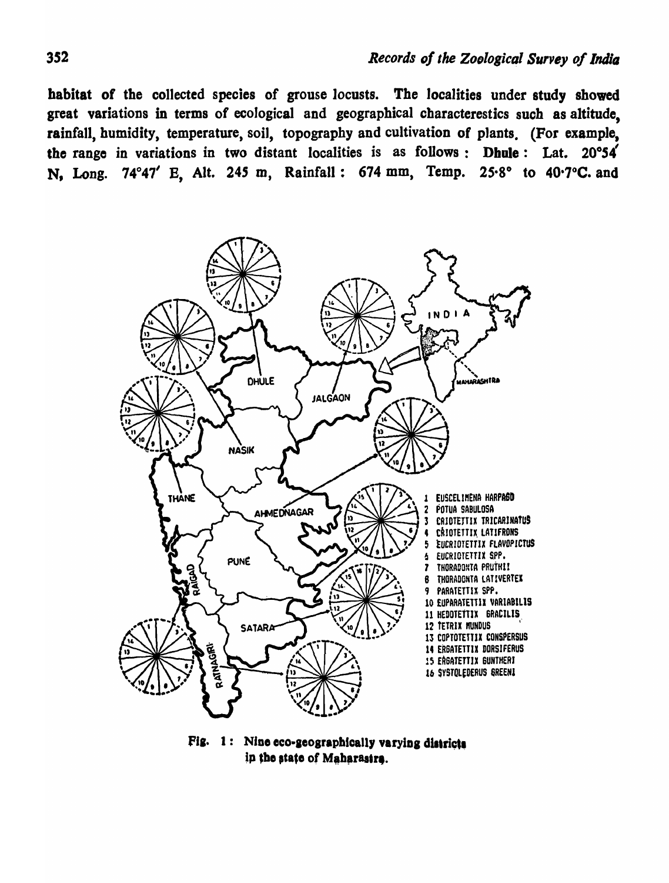habitat of the collected species of grouse locusts. The localities under study showed great variations in terms of ecological and geographical characterestics such as altitude, rainfall, humidity, temperature, soil, topography and cultivation of plants. (For example, the range in variations in two distant localities is as follows : **Dhule** : Lat. 20°54′ N, Long. 74°47′ E, Alt. 245 m, Rainfall : 674 mm, Temp. 25·8° to 40·7°C. and

Fig. 1 : Nine eco-geographically varying districts in the state of Maharastra.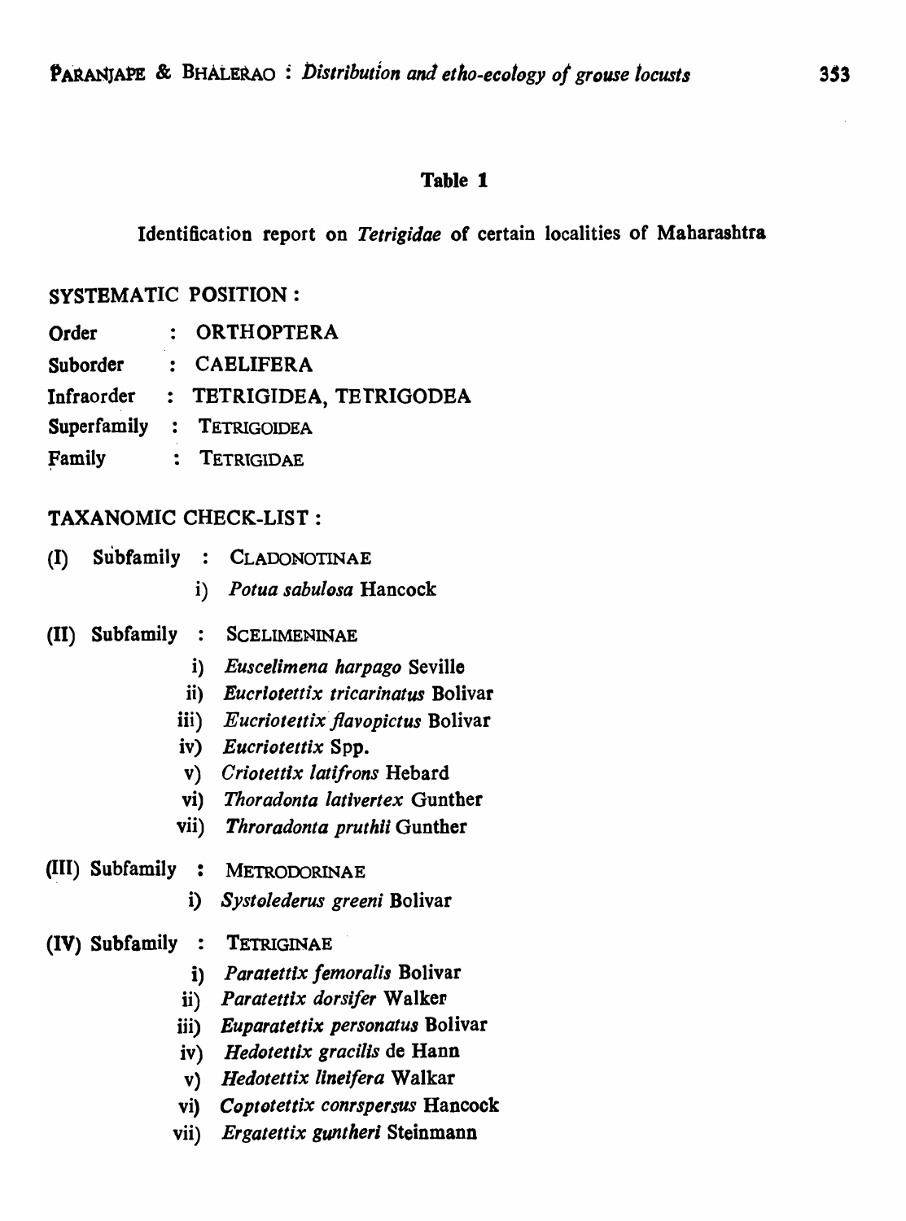### Table 1

Identification report on *Tetrigidae* of certain localities of Maharashtra

**SYSTEMATIC POSITION :**

| | | |
|---|---|---|
| Order | : | ORTHOPTERA |
| Suborder | : | CAELIFERA |
| Infraorder | : | TETRIGIDEA, TETRIGODEA |
| Superfamily | : | TETRIGOIDEA |
| Family | : | TETRIGIDAE |

**TAXANOMIC CHECK-LIST :**

(I) Subfamily : CLADONOTINAE

- i) *Potua sabulosa* Hancock

(II) Subfamily : SCELIMENINAE

- i) *Euscelimena harpago* Seville
- ii) *Eucriotettix tricarinatus* Bolivar
- iii) *Eucriotettix flavopictus* Bolivar
- iv) *Eucriotettix* Spp.
- v) *Criotettix latifrons* Hebard
- vi) *Thoradonta lativertex* Gunther
- vii) *Throradonta pruthii* Gunther

(III) Subfamily : METRODORINAE

- i) *Systolederus greeni* Bolivar

(IV) Subfamily : TETRIGINAE

- i) *Paratettix femoralis* Bolivar
- ii) *Paratettix dorsifer* Walker
- iii) *Euparatettix personatus* Bolivar
- iv) *Hedotettix gracilis* de Hann
- v) *Hedotettix lineifera* Walkar
- vi) *Coptotettix conrspersus* Hancock
- vii) *Ergatettix guntheri* Steinmann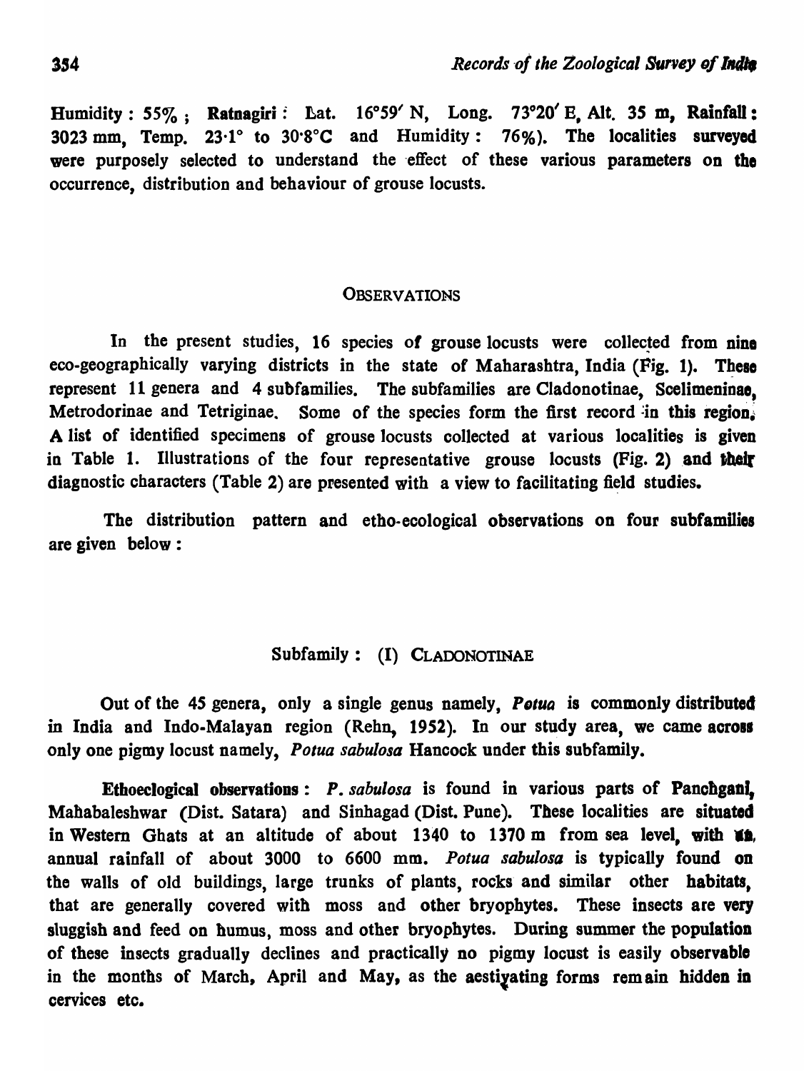Humidity : 55% ; **Ratnagiri** : Lat. 16°59′ N, Long. 73°20′ E, Alt. 35 m, Rainfall : 3023 mm, Temp. 23·1° to 30·8°C and Humidity : 76%). The localities surveyed were purposely selected to understand the effect of these various parameters on the occurrence, distribution and behaviour of grouse locusts.

## OBSERVATIONS

In the present studies, 16 species of grouse locusts were collected from nine eco-geographically varying districts in the state of Maharashtra, India (Fig. 1). These represent 11 genera and 4 subfamilies. The subfamilies are Cladonotinae, Scelimeninae, Metrodorinae and Tetriginae. Some of the species form the first record in this region. A list of identified specimens of grouse locusts collected at various localities is given in Table 1. Illustrations of the four representative grouse locusts (Fig. 2) and their diagnostic characters (Table 2) are presented with a view to facilitating field studies.

The distribution pattern and etho-ecological observations on four subfamilies are given below :

### Subfamily : (I) CLADONOTINAE

Out of the 45 genera, only a single genus namely, *Potua* is commonly distributed in India and Indo-Malayan region (Rehn, 1952). In our study area, we came across only one pigmy locust namely, *Potua sabulosa* Hancock under this subfamily.

**Ethoeclogical observations :** *P. sabulosa* is found in various parts of **Panchgani**, Mahabaleshwar (Dist. Satara) and Sinhagad (Dist. Pune). These localities are situated in Western Ghats at an altitude of about 1340 to 1370 m from sea level, with an annual rainfall of about 3000 to 6600 mm. *Potua sabulosa* is typically found on the walls of old buildings, large trunks of plants, rocks and similar other habitats, that are generally covered with moss and other bryophytes. These insects are very sluggish and feed on humus, moss and other bryophytes. During summer the population of these insects gradually declines and practically no pigmy locust is easily observable in the months of March, April and May, as the aestivating forms remain hidden in cervices etc.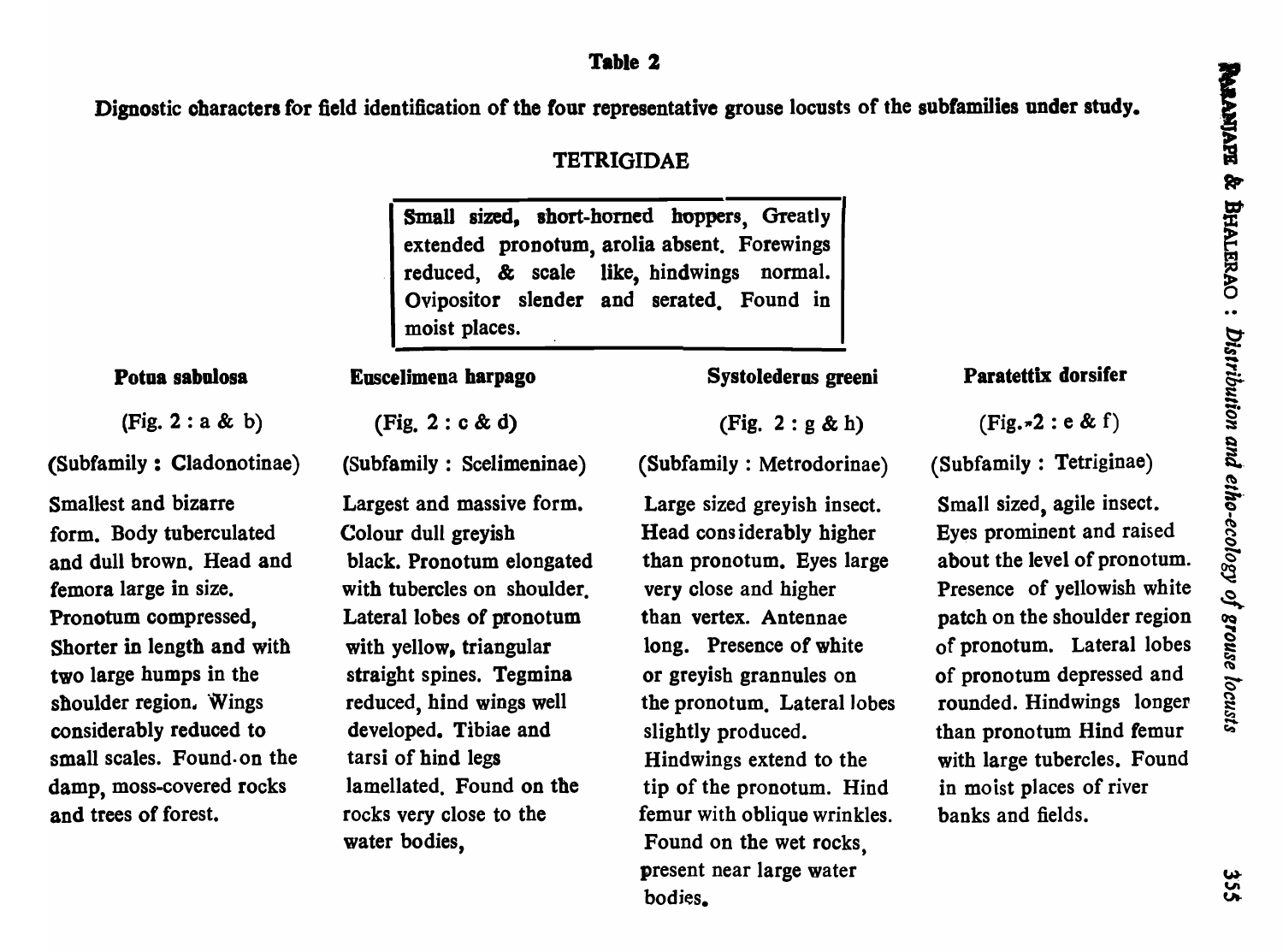**Table 2**

**Dignostic characters for field identification of the four representative grouse locusts of the subfamilies under study.**

TETRIGIDAE

**Small sized, short-horned hoppers, Greatly extended pronotum, arolia absent. Forewings reduced, & scale like, hindwings normal. Ovipositor slender and serated. Found in moist places.**

| **Potua sabulosa** | **Euscelimena harpago** | **Systolederus greeni** | **Paratettix dorsifer** |
|---|---|---|---|
| (Fig. 2 : a & b) | (Fig. 2 : c & d) | (Fig. 2 : g & h) | (Fig. 2 : e & f) |
| (Subfamily : Cladonotinae) | (Subfamily : Scelimeninae) | (Subfamily : Metrodorinae) | (Subfamily : Tetriginae) |
| Smallest and bizarre form. Body tuberculated and dull brown. Head and femora large in size. Pronotum compressed, Shorter in length and with two large humps in the shoulder region. Wings considerably reduced to small scales. Found on the damp, moss-covered rocks and trees of forest. | Largest and massive form. Colour dull greyish black. Pronotum elongated with tubercles on shoulder. Lateral lobes of pronotum with yellow, triangular straight spines. Tegmina reduced, hind wings well developed. Tibiae and tarsi of hind legs lamellated. Found on the rocks very close to the water bodies, | Large sized greyish insect. Head considerably higher than pronotum. Eyes large very close and higher than vertex. Antennae long. Presence of white or greyish grannules on the pronotum. Lateral lobes slightly produced. Hindwings extend to the tip of the pronotum. Hind femur with oblique wrinkles. Found on the wet rocks, present near large water bodies. | Small sized, agile insect. Eyes prominent and raised about the level of pronotum. Presence of yellowish white patch on the shoulder region of pronotum. Lateral lobes of pronotum depressed and rounded. Hindwings longer than pronotum Hind femur with large tubercles. Found in moist places of river banks and fields. |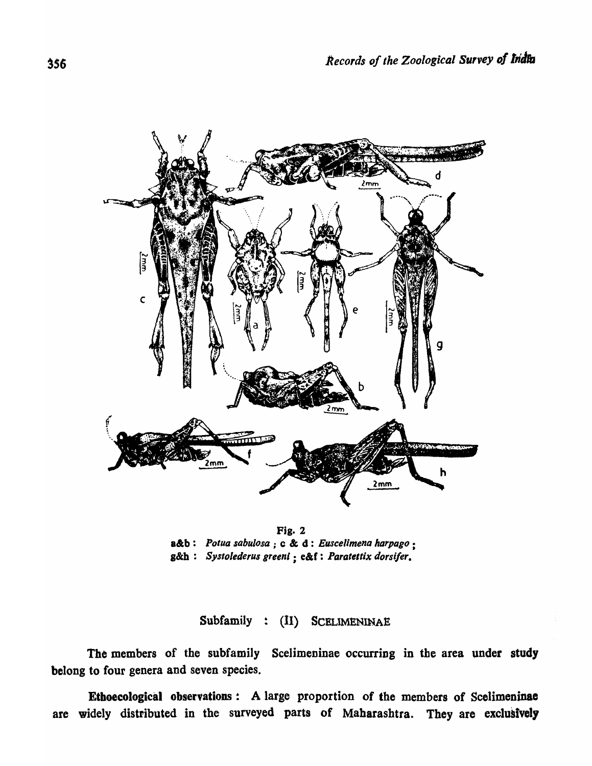Fig. 2

**a&b :** *Potua sabulosa* ; **c & d :** *Euscelimena harpago* ;
**g&h :** *Systolederus greeni* ; **e&f :** *Paratettix dorsifer*.

## Subfamily : (II) SCELIMENINAE

The members of the subfamily Scelimeninae occurring in the area under study belong to four genera and seven species.

**Ethoecological observations :** A large proportion of the members of Scelimeninae are widely distributed in the surveyed parts of Maharashtra. They are exclusively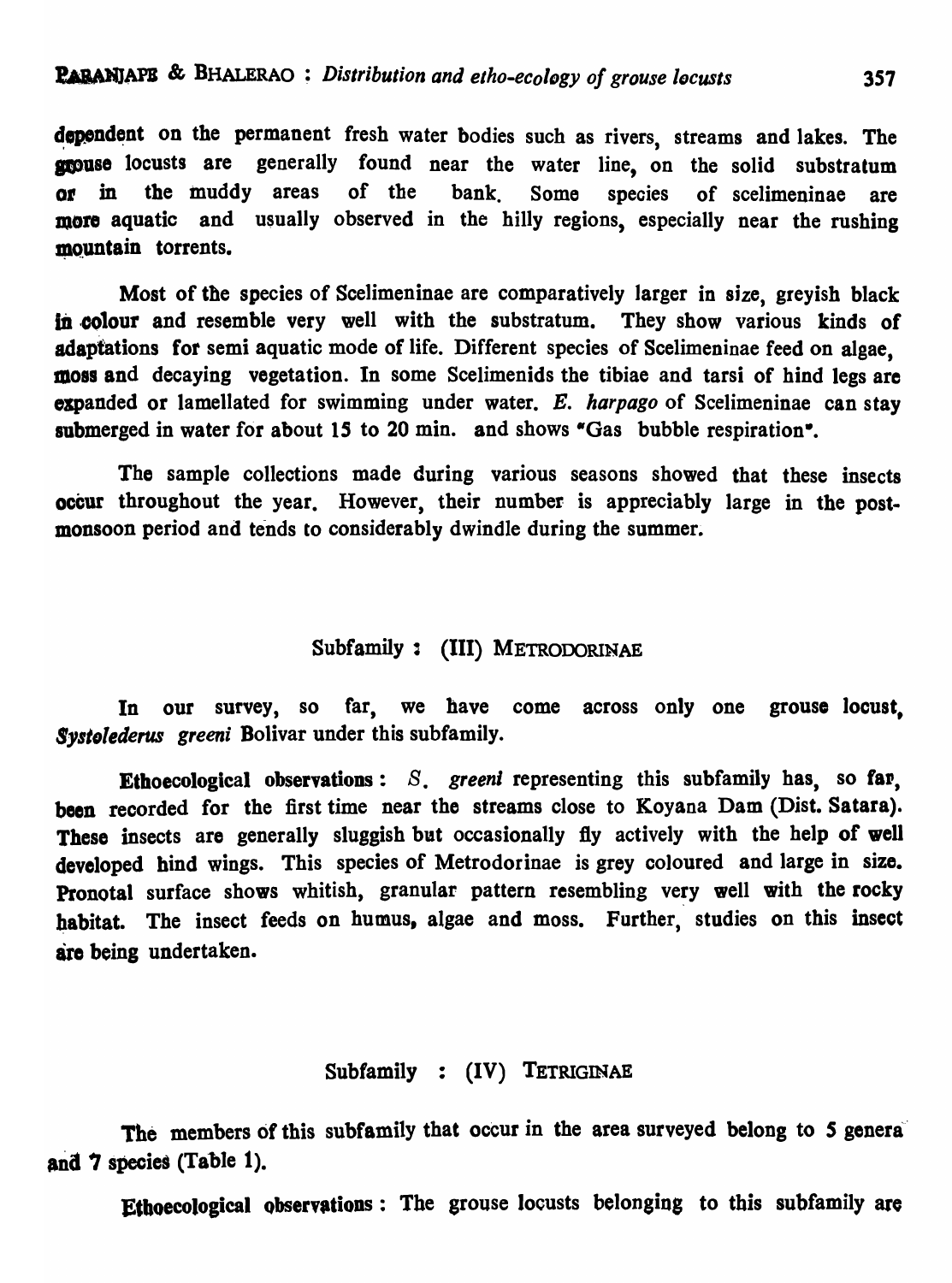dependent on the permanent fresh water bodies such as rivers, streams and lakes. The grouse locusts are generally found near the water line, on the solid substratum or in the muddy areas of the bank. Some species of scelimeninae are more aquatic and usually observed in the hilly regions, especially near the rushing mountain torrents.

Most of the species of Scelimeninae are comparatively larger in size, greyish black in colour and resemble very well with the substratum. They show various kinds of adaptations for semi aquatic mode of life. Different species of Scelimeninae feed on algae, moss and decaying vegetation. In some Scelimenids the tibiae and tarsi of hind legs are expanded or lamellated for swimming under water. *E. harpago* of Scelimeninae can stay submerged in water for about 15 to 20 min. and shows "Gas bubble respiration".

The sample collections made during various seasons showed that these insects occur throughout the year. However, their number is appreciably large in the post-monsoon period and tends to considerably dwindle during the summer.

## Subfamily : (III) METRODORINAE

In our survey, so far, we have come across only one grouse locust, *Systolederus greeni* Bolivar under this subfamily.

**Ethoecological observations :** *S. greeni* representing this subfamily has, so far, been recorded for the first time near the streams close to Koyana Dam (Dist. Satara). These insects are generally sluggish but occasionally fly actively with the help of well developed hind wings. This species of Metrodorinae is grey coloured and large in size. Pronotal surface shows whitish, granular pattern resembling very well with the rocky habitat. The insect feeds on humus, algae and moss. Further, studies on this insect are being undertaken.

## Subfamily : (IV) TETRIGINAE

The members of this subfamily that occur in the area surveyed belong to 5 genera and 7 species (Table 1).

**Ethoecological observations :** The grouse locusts belonging to this subfamily are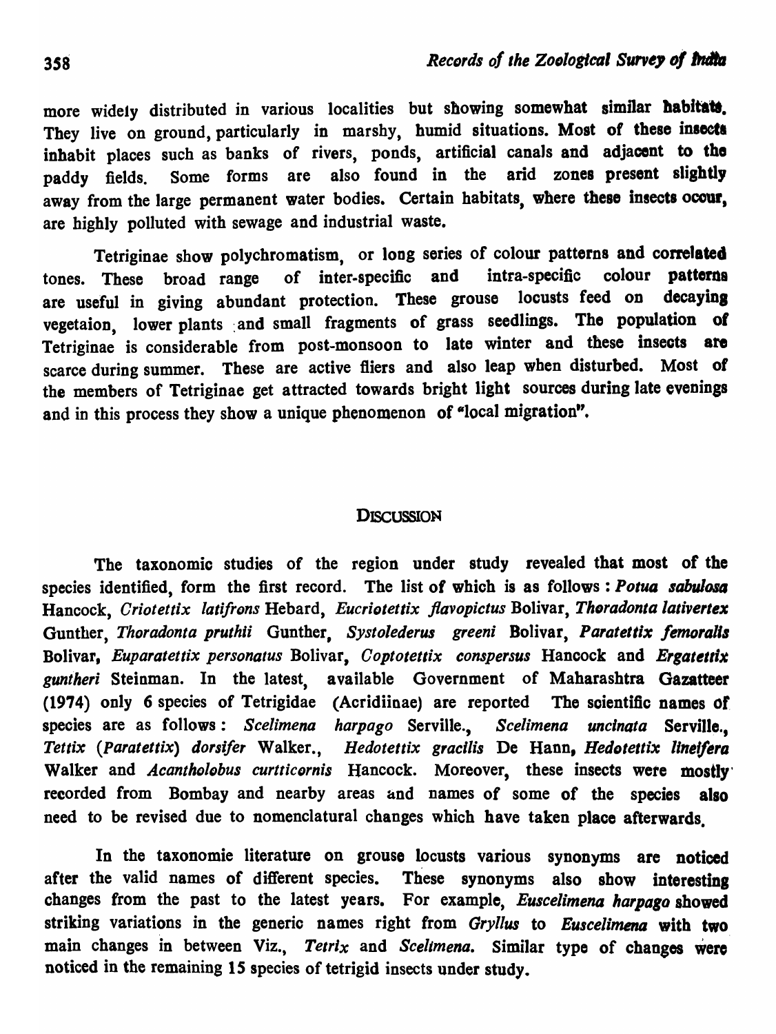more widely distributed in various localities but showing somewhat similar habitats. They live on ground, particularly in marshy, humid situations. Most of these insects inhabit places such as banks of rivers, ponds, artificial canals and adjacent to the paddy fields. Some forms are also found in the arid zones present slightly away from the large permanent water bodies. Certain habitats, where these insects occur, are highly polluted with sewage and industrial waste.

Tetriginae show polychromatism, or long series of colour patterns and correlated tones. These broad range of inter-specific and intra-specific colour patterns are useful in giving abundant protection. These grouse locusts feed on decaying vegetaion, lower plants and small fragments of grass seedlings. The population of Tetriginae is considerable from post-monsoon to late winter and these insects are scarce during summer. These are active fliers and also leap when disturbed. Most of the members of Tetriginae get attracted towards bright light sources during late evenings and in this process they show a unique phenomenon of "local migration".

## Discussion

The taxonomic studies of the region under study revealed that most of the species identified, form the first record. The list of which is as follows : *Potua sabulosa* Hancock, *Criotettix latifrons* Hebard, *Eucriotettix flavopictus* Bolivar, *Thoradonta lativertex* Gunther, *Thoradonta pruthii* Gunther, *Systolederus greeni* Bolivar, *Paratettix femoralis* Bolivar, *Euparatettix personatus* Bolivar, *Coptotettix conspersus* Hancock and *Ergatettix guntheri* Steinman. In the latest, available Government of Maharashtra Gazatteer (1974) only 6 species of Tetrigidae (Acridiinae) are reported The scientific names of species are as follows : *Scelimena harpago* Serville., *Scelimena uncinata* Serville., *Tettix (Paratettix) dorsifer* Walker., *Hedotettix gracilis* De Hann, *Hedotettix lineifera* Walker and *Acantholobus curtticornis* Hancock. Moreover, these insects were mostly recorded from Bombay and nearby areas and names of some of the species also need to be revised due to nomenclatural changes which have taken place afterwards.

In the taxonomie literature on grouse locusts various synonyms are noticed after the valid names of different species. These synonyms also show interesting changes from the past to the latest years. For example, *Euscelimena harpago* showed striking variations in the generic names right from *Gryllus* to *Euscelimena* with two main changes in between Viz., *Tetrix* and *Scelimena*. Similar type of changes were noticed in the remaining 15 species of tetrigid insects under study.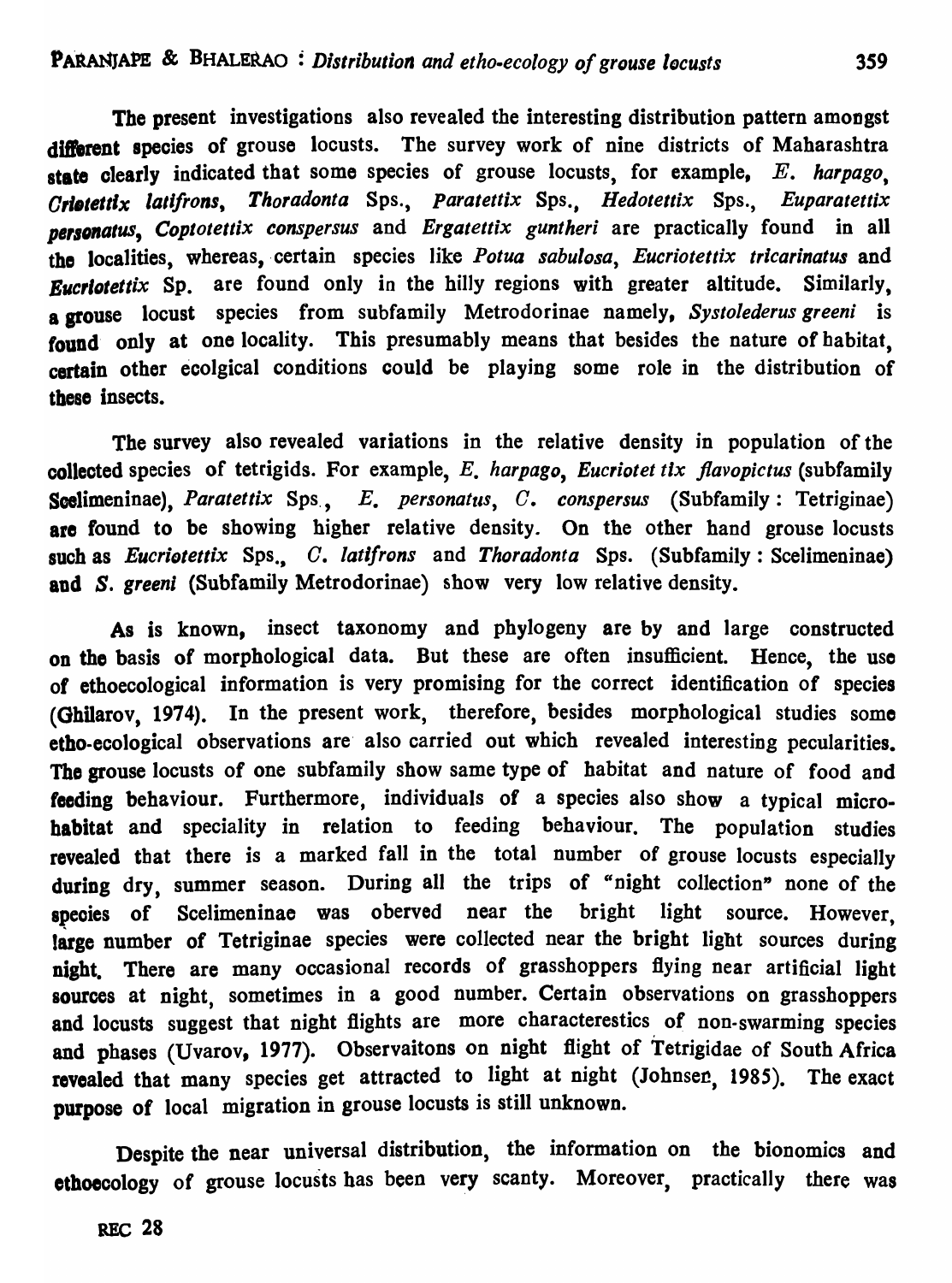The present investigations also revealed the interesting distribution pattern amongst different species of grouse locusts. The survey work of nine districts of Maharashtra state clearly indicated that some species of grouse locusts, for example, *E. harpago*, *Criotettix latifrons*, *Thoradonta* Sps., *Paratettix* Sps., *Hedotettix* Sps., *Euparatettix personatus*, *Coptotettix conspersus* and *Ergatettix guntheri* are practically found in all the localities, whereas, certain species like *Potua sabulosa*, *Eucriotettix tricarinatus* and *Eucriotettix* Sp. are found only in the hilly regions with greater altitude. Similarly, a grouse locust species from subfamily Metrodorinae namely, *Systolederus greeni* is found only at one locality. This presumably means that besides the nature of habitat, certain other ecolgical conditions could be playing some role in the distribution of these insects.

The survey also revealed variations in the relative density in population of the collected species of tetrigids. For example, *E. harpago*, *Eucriotet tix flavopictus* (subfamily Scelimeninae), *Paratettix* Sps., *E. personatus*, *C. conspersus* (Subfamily : Tetriginae) are found to be showing higher relative density. On the other hand grouse locusts such as *Eucriotettix* Sps., *C. latifrons* and *Thoradonta* Sps. (Subfamily : Scelimeninae) and *S. greeni* (Subfamily Metrodorinae) show very low relative density.

As is known, insect taxonomy and phylogeny are by and large constructed on the basis of morphological data. But these are often insufficient. Hence, the use of ethoecological information is very promising for the correct identification of species (Ghilarov, 1974). In the present work, therefore, besides morphological studies some etho-ecological observations are also carried out which revealed interesting pecularities. The grouse locusts of one subfamily show same type of habitat and nature of food and feeding behaviour. Furthermore, individuals of a species also show a typical micro-habitat and speciality in relation to feeding behaviour. The population studies revealed that there is a marked fall in the total number of grouse locusts especially during dry, summer season. During all the trips of "night collection" none of the species of Scelimeninae was oberved near the bright light source. However, large number of Tetriginae species were collected near the bright light sources during night. There are many occasional records of grasshoppers flying near artificial light sources at night, sometimes in a good number. Certain observations on grasshoppers and locusts suggest that night flights are more characterestics of non-swarming species and phases (Uvarov, 1977). Observaitons on night flight of Tetrigidae of South Africa revealed that many species get attracted to light at night (Johnsen, 1985). The exact purpose of local migration in grouse locusts is still unknown.

Despite the near universal distribution, the information on the bionomics and ethoecology of grouse locusts has been very scanty. Moreover, practically there was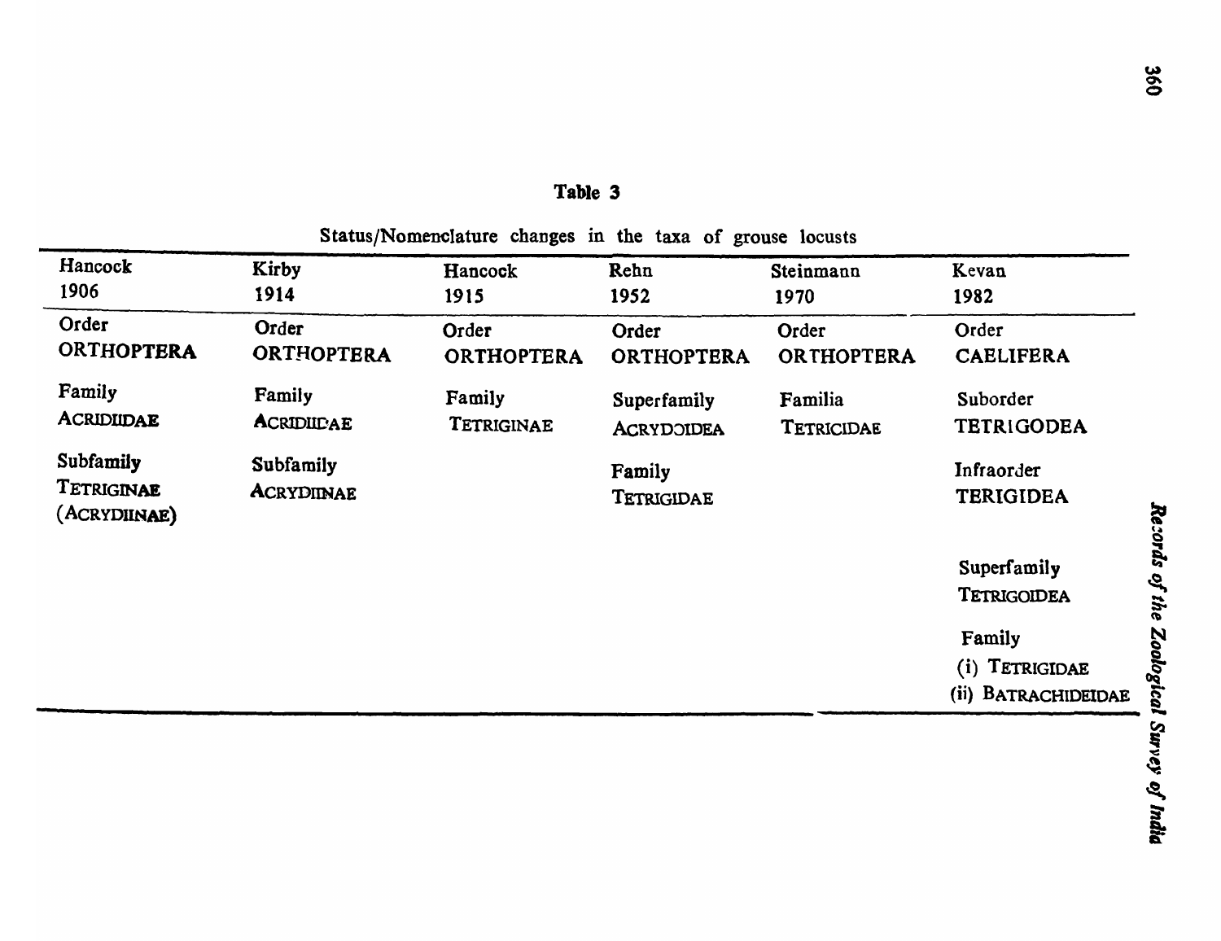**Table 3**

Status/Nomenclature changes in the taxa of grouse locusts

| Hancock 1906 | Kirby 1914 | Hancock 1915 | Rehn 1952 | Steinmann 1970 | Kevan 1982 |
|---|---|---|---|---|---|
| Order ORTHOPTERA | Order ORTHOPTERA | Order ORTHOPTERA | Order ORTHOPTERA | Order ORTHOPTERA | Order CAELIFERA |
| Family ACRIDIIDAE | Family ACRIDIIDAE | Family TETRIGINAE | Superfamily ACRYDOIDEA | Familia TETRICIDAE | Suborder TETRIGODEA |
| Subfamily TETRIGINAE (ACRYDIINAE) | Subfamily ACRYDIINAE | | Family TETRIGIDAE | | Infraorder TERIGIDEA |
| | | | | | Superfamily TETRIGOIDEA |
| | | | | | Family (i) TETRIGIDAE (ii) BATRACHIDEIDAE |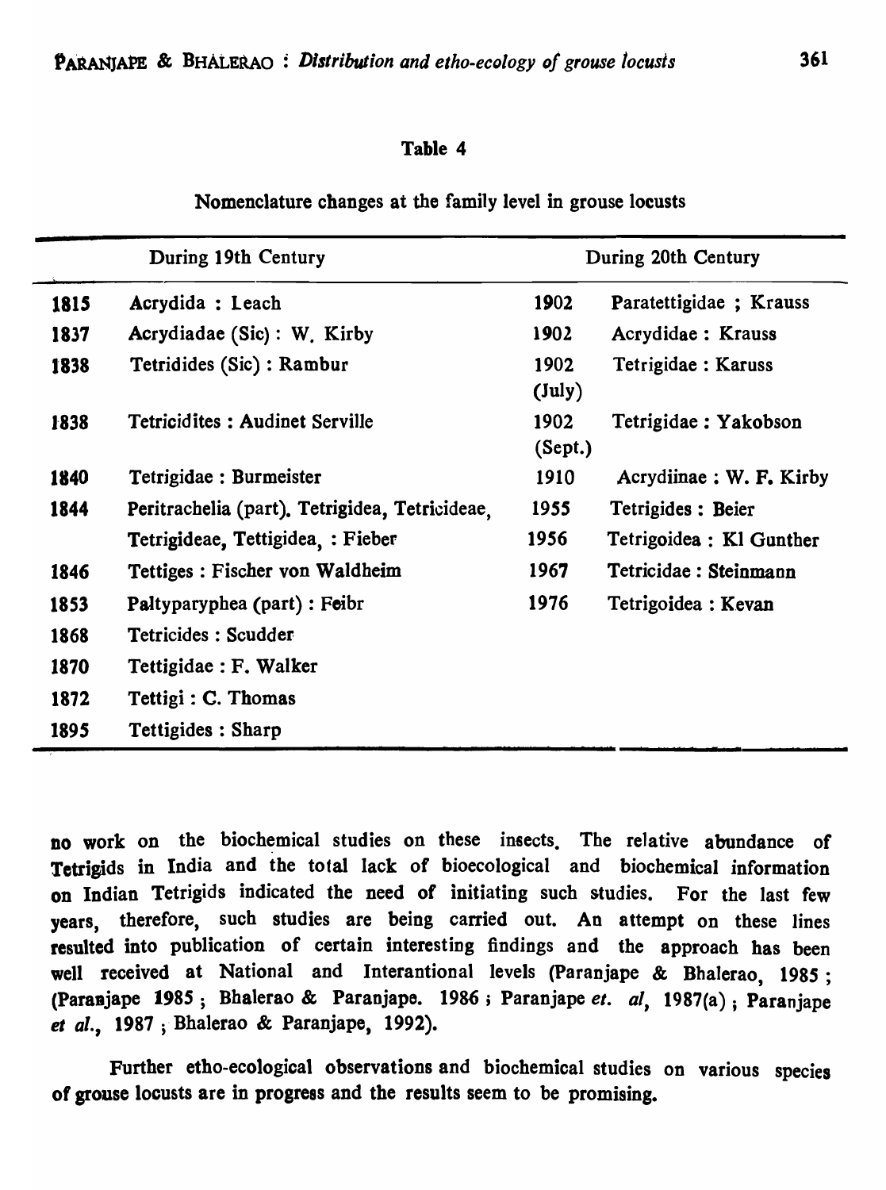Table 4

Nomenclature changes at the family level in grouse locusts

| During 19th Century | | During 20th Century | |
|---|---|---|---|
| 1815 | Acrydida : Leach | 1902 | Paratettigidae ; Krauss |
| 1837 | Acrydiadae (Sic) : W. Kirby | 1902 | Acrydidae : Krauss |
| 1838 | Tetridides (Sic) : Rambur | 1902 (July) | Tetrigidae : Karuss |
| 1838 | Tetricidites : Audinet Serville | 1902 (Sept.) | Tetrigidae : Yakobson |
| 1840 | Tetrigidae : Burmeister | 1910 | Acrydiinae : W. F. Kirby |
| 1844 | Peritrachelia (part). Tetrigidea, Tetricideae, | 1955 | Tetrigides : Beier |
| | Tetrigideae, Tettigidea, : Fieber | 1956 | Tetrigoidea : Kl Gunther |
| 1846 | Tettiges : Fischer von Waldheim | 1967 | Tetricidae : Steinmann |
| 1853 | Paltyparyphea (part) : Feibr | 1976 | Tetrigoidea : Kevan |
| 1868 | Tetricides : Scudder | | |
| 1870 | Tettigidae : F. Walker | | |
| 1872 | Tettigi : C. Thomas | | |
| 1895 | Tettigides : Sharp | | |

no work on the biochemical studies on these insects. The relative abundance of Tetrigids in India and the total lack of bioecological and biochemical information on Indian Tetrigids indicated the need of initiating such studies. For the last few years, therefore, such studies are being carried out. An attempt on these lines resulted into publication of certain interesting findings and the approach has been well received at National and Interantional levels (Paranjape & Bhalerao, 1985 ; (Paranjape 1985 ; Bhalerao & Paranjape. 1986 ; Paranjape *et. al*, 1987(a) ; Paranjape *et al.*, 1987 ; Bhalerao & Paranjape, 1992).

Further etho-ecological observations and biochemical studies on various species of grouse locusts are in progress and the results seem to be promising.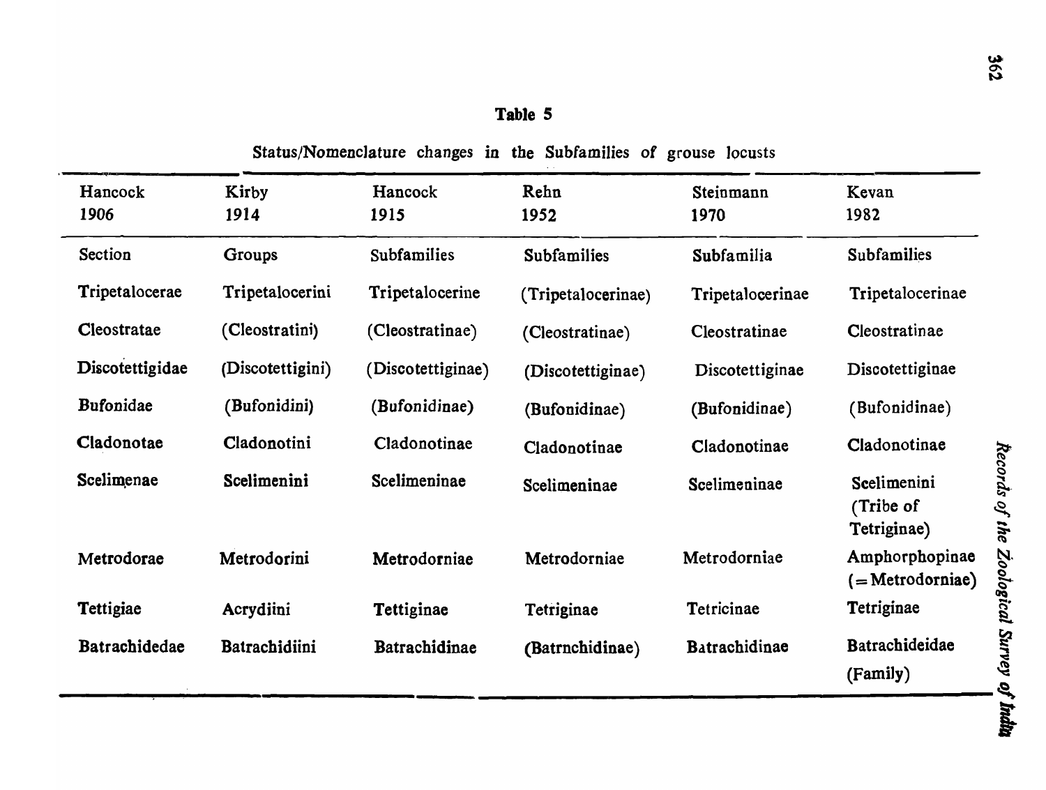**Table 5**

Status/Nomenclature changes in the Subfamilies of grouse locusts

| Hancock 1906 | Kirby 1914 | Hancock 1915 | Rehn 1952 | Steinmann 1970 | Kevan 1982 |
|---|---|---|---|---|---|
| Section | Groups | Subfamilies | Subfamilies | Subfamilia | Subfamilies |
| Tripetalocerae | Tripetalocerini | Tripetalocerine | (Tripetalocerinae) | Tripetalocerinae | Tripetalocerinae |
| Cleostratae | (Cleostratini) | (Cleostratinae) | (Cleostratinae) | Cleostratinae | Cleostratinae |
| Discotettigidae | (Discotettigini) | (Discotettiginae) | (Discotettiginae) | Discotettiginae | Discotettiginae |
| Bufonidae | (Bufonidini) | (Bufonidinae) | (Bufonidinae) | (Bufonidinae) | (Bufonidinae) |
| Cladonotae | Cladonotini | Cladonotinae | Cladonotinae | Cladonotinae | Cladonotinae |
| Scelimenae | Scelimenini | Scelimeninae | Scelimeninae | Scelimeninae | Scelimenini (Tribe of Tetriginae) |
| Metrodorae | Metrodorini | Metrodorniae | Metrodorniae | Metrodorniae | Amphorphopinae (= Metrodorniae) |
| Tettigiae | Acrydiini | Tettiginae | Tetriginae | Tetricinae | Tetriginae |
| Batrachidedae | Batrachidiini | Batrachidinae | (Batrnchidinae) | Batrachidinae | Batrachideidae (Family) |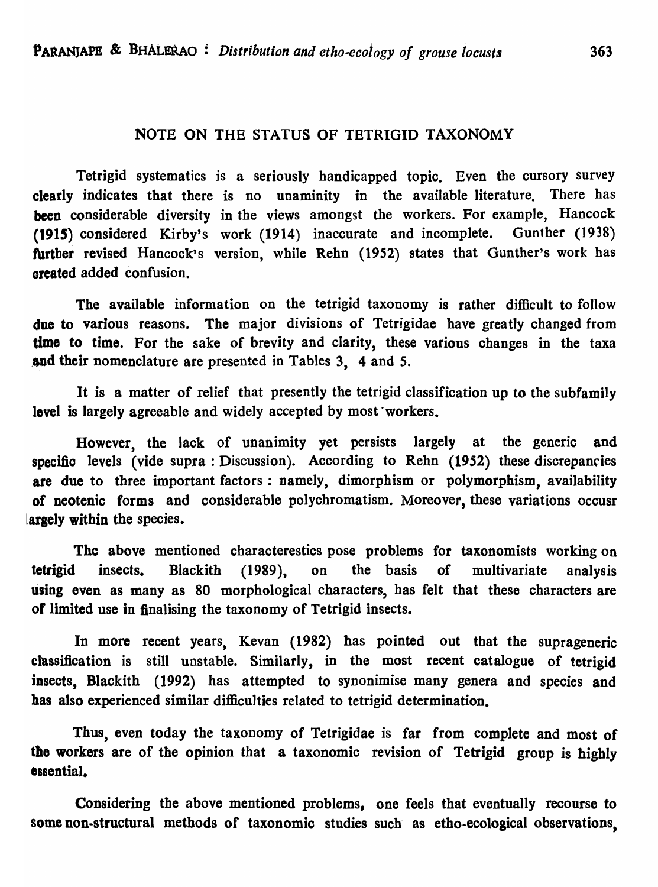## NOTE ON THE STATUS OF TETRIGID TAXONOMY

Tetrigid systematics is a seriously handicapped topic. Even the cursory survey clearly indicates that there is no unaminity in the available literature. There has been considerable diversity in the views amongst the workers. For example, Hancock (1915) considered Kirby's work (1914) inaccurate and incomplete. Gunther (1938) further revised Hancock's version, while Rehn (1952) states that Gunther's work has oreated added confusion.

The available information on the tetrigid taxonomy is rather difficult to follow due to various reasons. The major divisions of Tetrigidae have greatly changed from time to time. For the sake of brevity and clarity, these various changes in the taxa and their nomenclature are presented in Tables 3, 4 and 5.

It is a matter of relief that presently the tetrigid classification up to the subfamily level is largely agreeable and widely accepted by most workers.

However, the lack of unanimity yet persists largely at the generic and specific levels (vide supra : Discussion). According to Rehn (1952) these discrepancies are due to three important factors : namely, dimorphism or polymorphism, availability of neotenic forms and considerable polychromatism. Moreover, these variations occusr largely within the species.

The above mentioned characterestics pose problems for taxonomists working on tetrigid insects. Blackith (1989), on the basis of multivariate analysis using even as many as 80 morphological characters, has felt that these characters are of limited use in finalising the taxonomy of Tetrigid insects.

In more recent years, Kevan (1982) has pointed out that the suprageneric classification is still unstable. Similarly, in the most recent catalogue of tetrigid insects, Blackith (1992) has attempted to synonimise many genera and species and has also experienced similar difficulties related to tetrigid determination.

Thus, even today the taxonomy of Tetrigidae is far from complete and most of the workers are of the opinion that a taxonomic revision of Tetrigid group is highly essential.

Considering the above mentioned problems, one feels that eventually recourse to some non-structural methods of taxonomic studies such as etho-ecological observations,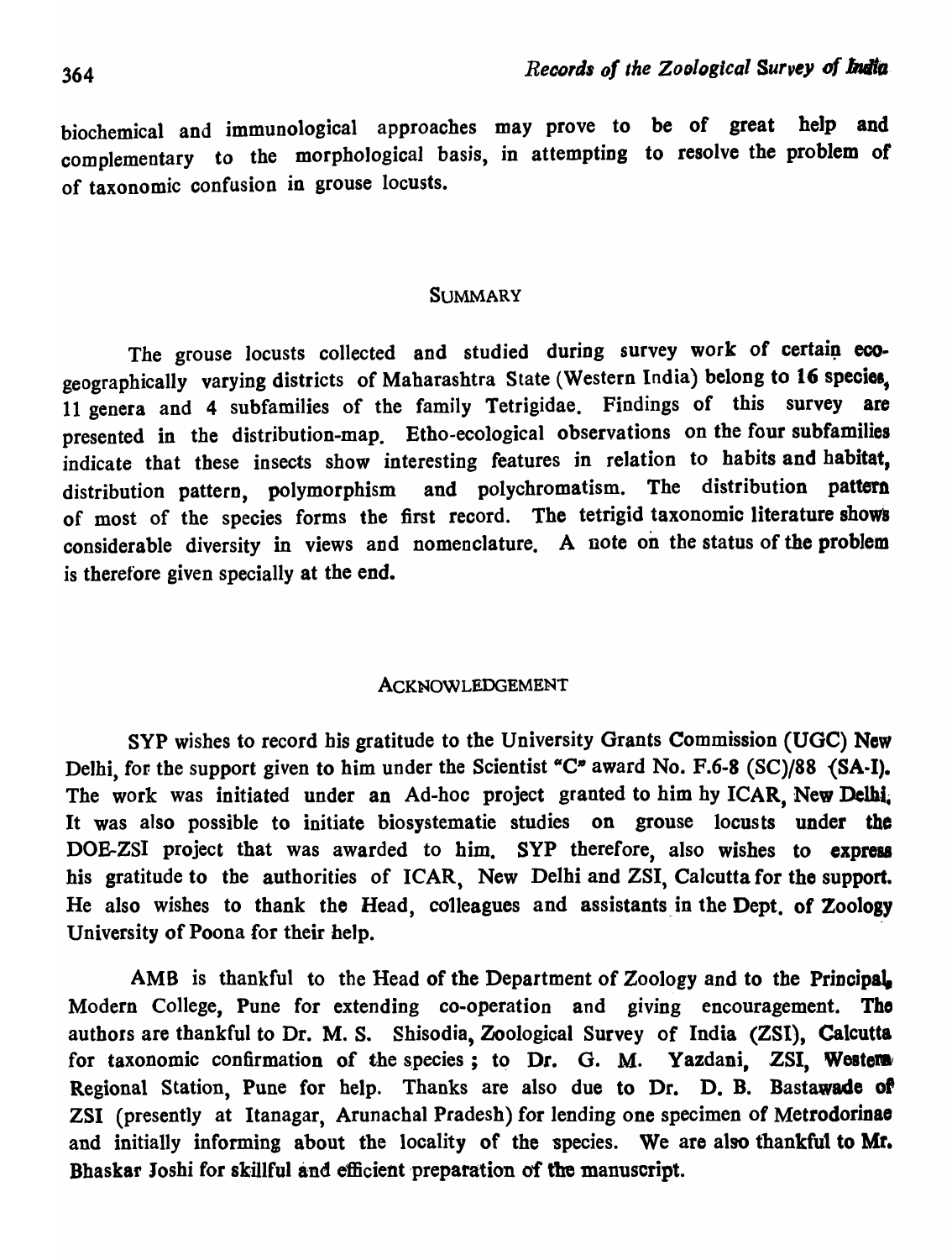biochemical and immunological approaches may prove to be of great help and complementary to the morphological basis, in attempting to resolve the problem of of taxonomic confusion in grouse locusts.

## SUMMARY

The grouse locusts collected and studied during survey work of certain eco-geographically varying districts of Maharashtra State (Western India) belong to 16 species, 11 genera and 4 subfamilies of the family Tetrigidae. Findings of this survey are presented in the distribution-map. Etho-ecological observations on the four subfamilies indicate that these insects show interesting features in relation to habits and habitat, distribution pattern, polymorphism and polychromatism. The distribution pattern of most of the species forms the first record. The tetrigid taxonomic literature shows considerable diversity in views and nomenclature. A note on the status of the problem is therefore given specially at the end.

## ACKNOWLEDGEMENT

SYP wishes to record his gratitude to the University Grants Commission (UGC) New Delhi, for the support given to him under the Scientist "C" award No. F.6-8 (SC)/88 (SA-I). The work was initiated under an Ad-hoc project granted to him hy ICAR, New Delhi. It was also possible to initiate biosystematie studies on grouse locusts under the DOE-ZSI project that was awarded to him. SYP therefore, also wishes to express his gratitude to the authorities of ICAR, New Delhi and ZSI, Calcutta for the support. He also wishes to thank the Head, colleagues and assistants in the Dept. of Zoology University of Poona for their help.

AMB is thankful to the Head of the Department of Zoology and to the Principal, Modern College, Pune for extending co-operation and giving encouragement. The authors are thankful to Dr. M. S. Shisodia, Zoological Survey of India (ZSI), Calcutta for taxonomic confirmation of the species ; to Dr. G. M. Yazdani, ZSI, Western Regional Station, Pune for help. Thanks are also due to Dr. D. B. Bastawade of ZSI (presently at Itanagar, Arunachal Pradesh) for lending one specimen of Metrodorinae and initially informing about the locality of the species. We are also thankful to Mr. Bhaskar Joshi for skillful and efficient preparation of the manuscript.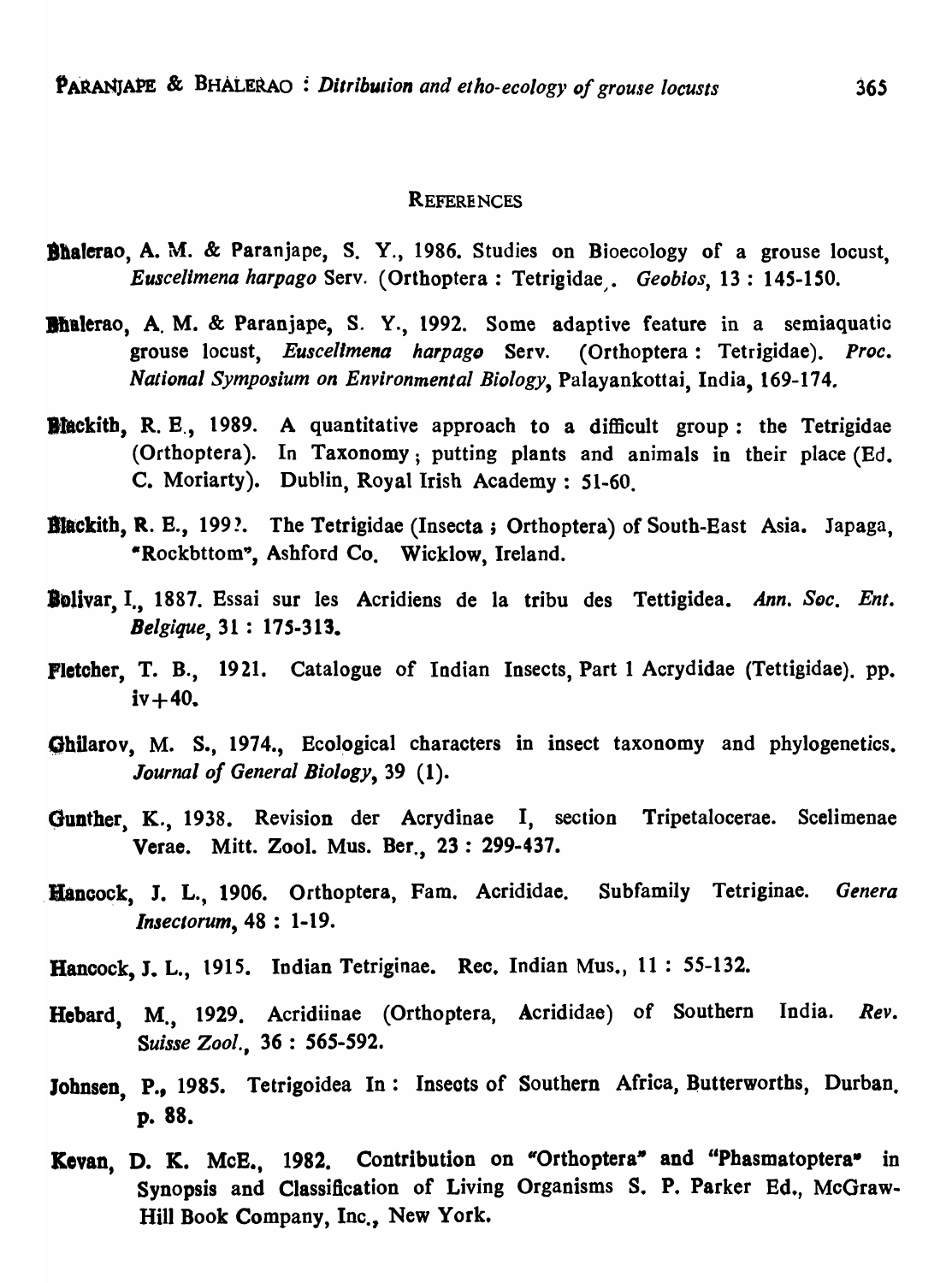## REFERENCES

**Bhalerao**, A. M. & Paranjape, S. Y., 1986. Studies on Bioecology of a grouse locust, *Euscelimena harpago* Serv. (Orthoptera : Tetrigidae. *Geobios*, 13 : 145-150.

**Bhalerao**, A. M. & Paranjape, S. Y., 1992. Some adaptive feature in a semiaquatic grouse locust, *Euscelimena harpago* Serv. (Orthoptera : Tetrigidae). *Proc. National Symposium on Environmental Biology*, Palayankottai, India, 169-174.

**Blackith**, R. E., 1989. A quantitative approach to a difficult group : the Tetrigidae (Orthoptera). In Taxonomy ; putting plants and animals in their place (Ed. C. Moriarty). Dublin, Royal Irish Academy : 51-60.

**Blackith**, R. E., 199?. The Tetrigidae (Insecta ; Orthoptera) of South-East Asia. Japaga, "Rockbttom", Ashford Co. Wicklow, Ireland.

**Bolivar**, I., 1887. Essai sur les Acridiens de la tribu des Tettigidea. *Ann. Soc. Ent. Belgique*, 31 : 175-313.

**Fletcher**, T. B., 1921. Catalogue of Indian Insects, Part 1 Acrydidae (Tettigidae). pp. iv+40.

**Ghilarov**, M. S., 1974., Ecological characters in insect taxonomy and phylogenetics. *Journal of General Biology*, 39 (1).

**Gunther**, K., 1938. Revision der Acrydinae I, section Tripetalocerae. Scelimenae Verae. Mitt. Zool. Mus. Ber., 23 : 299-437.

**Hancock**, J. L., 1906. Orthoptera, Fam. Acrididae. Subfamily Tetriginae. *Genera Insectorum*, 48 : 1-19.

**Hancock**, J. L., 1915. Indian Tetriginae. Rec. Indian Mus., 11 : 55-132.

**Hebard**, M., 1929. Acridiinae (Orthoptera, Acrididae) of Southern India. *Rev. Suisse Zool.*, 36 : 565-592.

**Johnsen**, P., 1985. Tetrigoidea In : Insects of Southern Africa, Butterworths, Durban, p. 88.

**Kevan**, D. K. McE., 1982. Contribution on "Orthoptera" and "Phasmatoptera" in Synopsis and Classification of Living Organisms S. P. Parker Ed., McGraw-Hill Book Company, Inc., New York.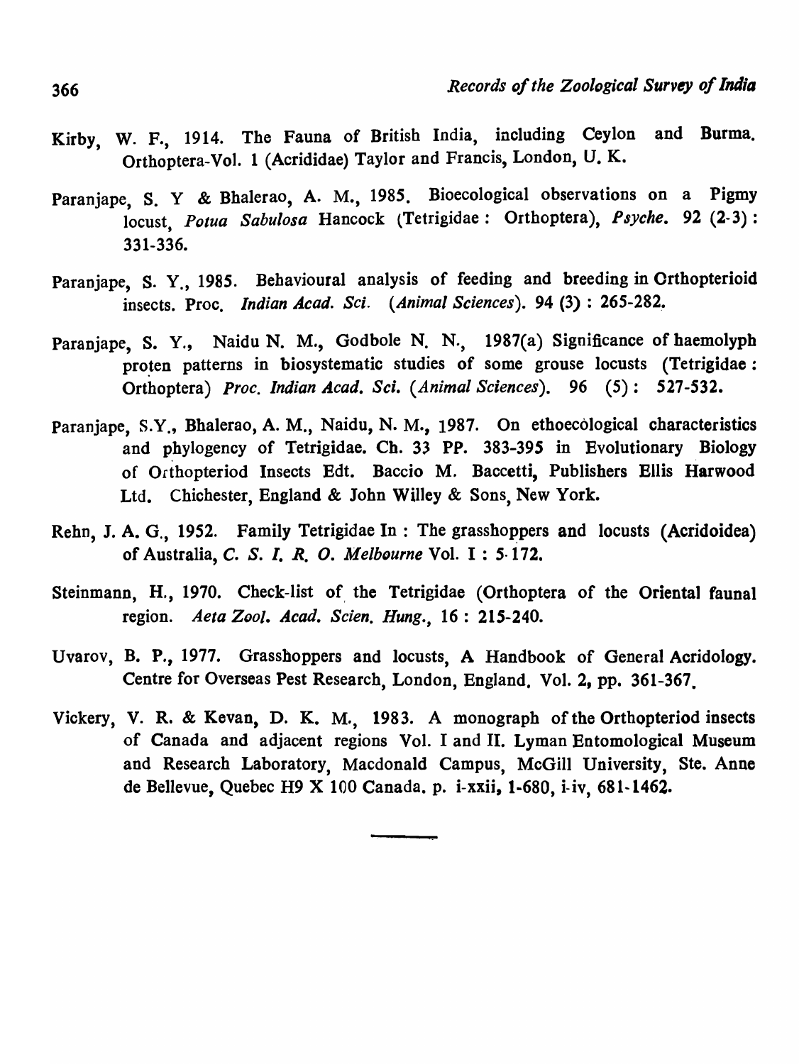Kirby, W. F., 1914. The Fauna of British India, including Ceylon and Burma. Orthoptera-Vol. 1 (Acrididae) Taylor and Francis, London, U. K.

Paranjape, S. Y & Bhalerao, A. M., 1985. Bioecological observations on a Pigmy locust, *Potua Sabulosa* Hancock (Tetrigidae : Orthoptera), *Psyche*. 92 (2-3) : 331-336.

Paranjape, S. Y., 1985. Behavioural analysis of feeding and breeding in Orthopterioid insects. Proc. *Indian Acad. Sci. (Animal Sciences)*. 94 (3) : 265-282.

Paranjape, S. Y., Naidu N. M., Godbole N. N., 1987(a) Significance of haemolyph proten patterns in biosystematic studies of some grouse locusts (Tetrigidae : Orthoptera) *Proc. Indian Acad. Sci. (Animal Sciences)*. 96 (5) : 527-532.

Paranjape, S.Y., Bhalerao, A. M., Naidu, N. M., 1987. On ethoecological characteristics and phylogency of Tetrigidae. Ch. 33 PP. 383-395 in Evolutionary Biology of Orthopteriod Insects Edt. Baccio M. Baccetti, Publishers Ellis Harwood Ltd. Chichester, England & John Willey & Sons, New York.

Rehn, J. A. G., 1952. Family Tetrigidae In : The grasshoppers and locusts (Acridoidea) of Australia, *C. S. I. R. O. Melbourne* Vol. I : 5-172.

Steinmann, H., 1970. Check-list of the Tetrigidae (Orthoptera of the Oriental faunal region. *Aeta Zool. Acad. Scien. Hung.*, 16 : 215-240.

Uvarov, B. P., 1977. Grasshoppers and locusts, A Handbook of General Acridology. Centre for Overseas Pest Research, London, England. Vol. 2, pp. 361-367.

Vickery, V. R. & Kevan, D. K. M., 1983. A monograph of the Orthopteriod insects of Canada and adjacent regions Vol. I and II. Lyman Entomological Museum and Research Laboratory, Macdonald Campus, McGill University, Ste. Anne de Bellevue, Quebec H9 X 100 Canada. p. i-xxii, 1-680, i-iv, 681-1462.